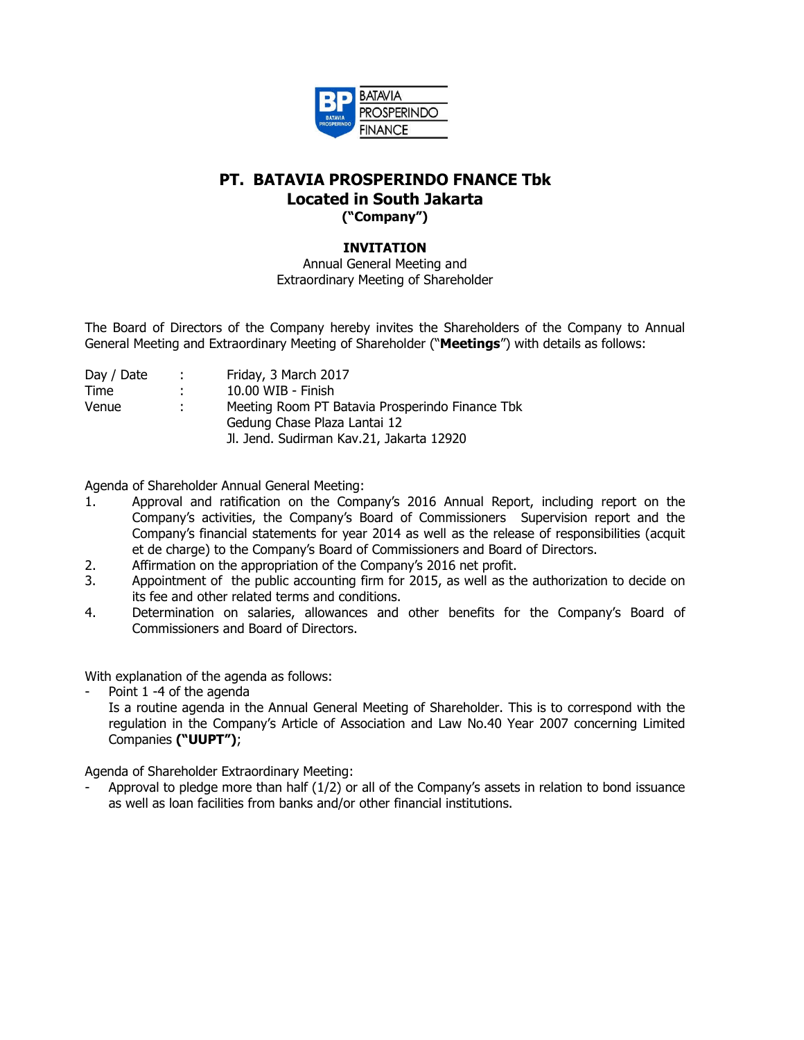# PT. BATAVIA PROSPERINDO FNANCE Tbk
## Located in South Jakarta
**("Company")**

**INVITATION**

Annual General Meeting and
Extraordinary Meeting of Shareholder

The Board of Directors of the Company hereby invites the Shareholders of the Company to Annual General Meeting and Extraordinary Meeting of Shareholder ("**Meetings**") with details as follows:

| | | |
|---|---|---|
| Day / Date | : | Friday, 3 March 2017 |
| Time | : | 10.00 WIB - Finish |
| Venue | : | Meeting Room PT Batavia Prosperindo Finance Tbk<br>Gedung Chase Plaza Lantai 12<br>Jl. Jend. Sudirman Kav.21, Jakarta 12920 |

Agenda of Shareholder Annual General Meeting:

1. Approval and ratification on the Company's 2016 Annual Report, including report on the Company's activities, the Company's Board of Commissioners Supervision report and the Company's financial statements for year 2014 as well as the release of responsibilities (acquit et de charge) to the Company's Board of Commissioners and Board of Directors.
2. Affirmation on the appropriation of the Company's 2016 net profit.
3. Appointment of the public accounting firm for 2015, as well as the authorization to decide on its fee and other related terms and conditions.
4. Determination on salaries, allowances and other benefits for the Company's Board of Commissioners and Board of Directors.

With explanation of the agenda as follows:

- Point 1 -4 of the agenda
  Is a routine agenda in the Annual General Meeting of Shareholder. This is to correspond with the regulation in the Company's Article of Association and Law No.40 Year 2007 concerning Limited Companies **("UUPT")**;

Agenda of Shareholder Extraordinary Meeting:

- Approval to pledge more than half (1/2) or all of the Company's assets in relation to bond issuance as well as loan facilities from banks and/or other financial institutions.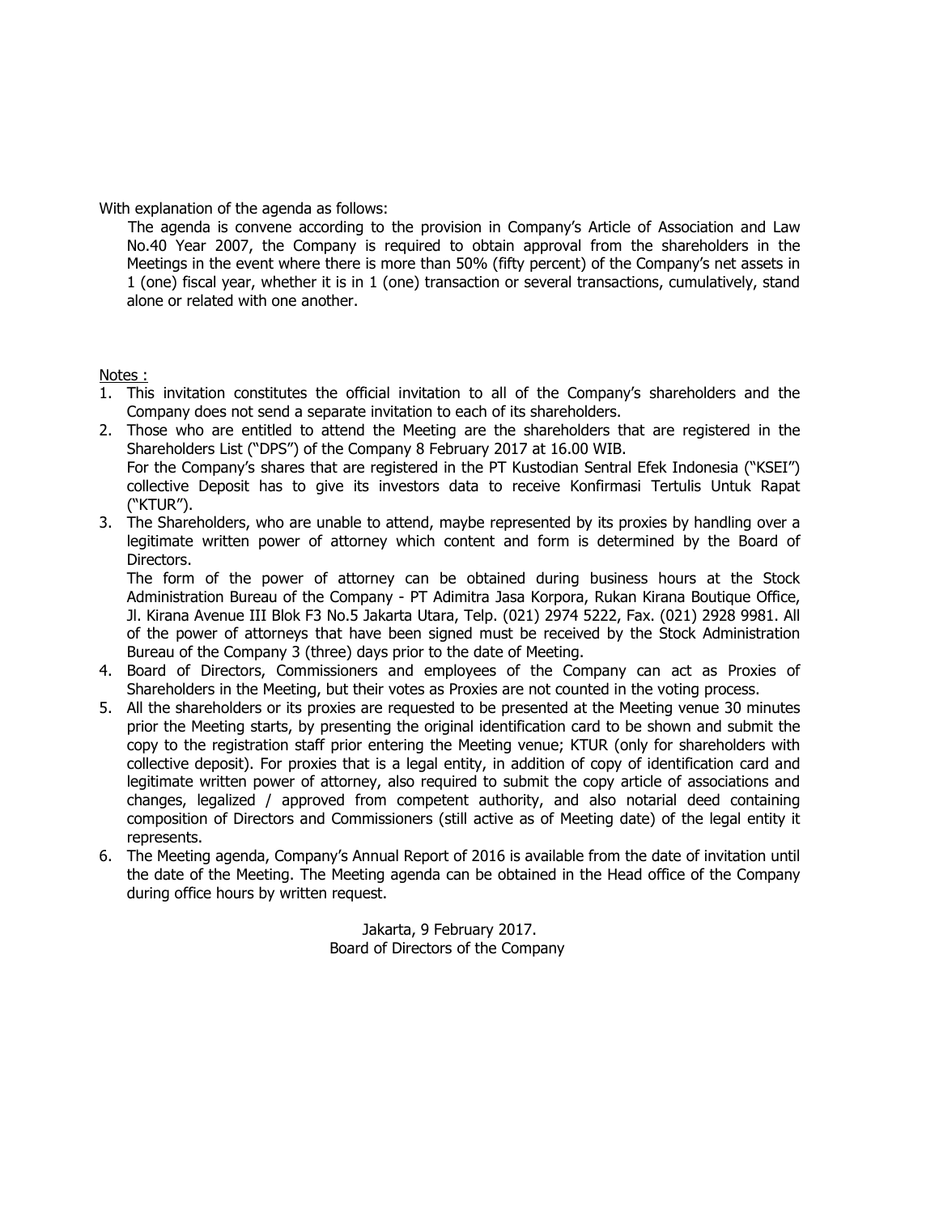With explanation of the agenda as follows:

The agenda is convene according to the provision in Company's Article of Association and Law No.40 Year 2007, the Company is required to obtain approval from the shareholders in the Meetings in the event where there is more than 50% (fifty percent) of the Company's net assets in 1 (one) fiscal year, whether it is in 1 (one) transaction or several transactions, cumulatively, stand alone or related with one another.

Notes :

1. This invitation constitutes the official invitation to all of the Company's shareholders and the Company does not send a separate invitation to each of its shareholders.
2. Those who are entitled to attend the Meeting are the shareholders that are registered in the Shareholders List ("DPS") of the Company 8 February 2017 at 16.00 WIB.
   For the Company's shares that are registered in the PT Kustodian Sentral Efek Indonesia ("KSEI") collective Deposit has to give its investors data to receive Konfirmasi Tertulis Untuk Rapat ("KTUR").
3. The Shareholders, who are unable to attend, maybe represented by its proxies by handling over a legitimate written power of attorney which content and form is determined by the Board of Directors.
   The form of the power of attorney can be obtained during business hours at the Stock Administration Bureau of the Company - PT Adimitra Jasa Korpora, Rukan Kirana Boutique Office, Jl. Kirana Avenue III Blok F3 No.5 Jakarta Utara, Telp. (021) 2974 5222, Fax. (021) 2928 9981. All of the power of attorneys that have been signed must be received by the Stock Administration Bureau of the Company 3 (three) days prior to the date of Meeting.
4. Board of Directors, Commissioners and employees of the Company can act as Proxies of Shareholders in the Meeting, but their votes as Proxies are not counted in the voting process.
5. All the shareholders or its proxies are requested to be presented at the Meeting venue 30 minutes prior the Meeting starts, by presenting the original identification card to be shown and submit the copy to the registration staff prior entering the Meeting venue; KTUR (only for shareholders with collective deposit). For proxies that is a legal entity, in addition of copy of identification card and legitimate written power of attorney, also required to submit the copy article of associations and changes, legalized / approved from competent authority, and also notarial deed containing composition of Directors and Commissioners (still active as of Meeting date) of the legal entity it represents.
6. The Meeting agenda, Company's Annual Report of 2016 is available from the date of invitation until the date of the Meeting. The Meeting agenda can be obtained in the Head office of the Company during office hours by written request.

Jakarta, 9 February 2017.
Board of Directors of the Company